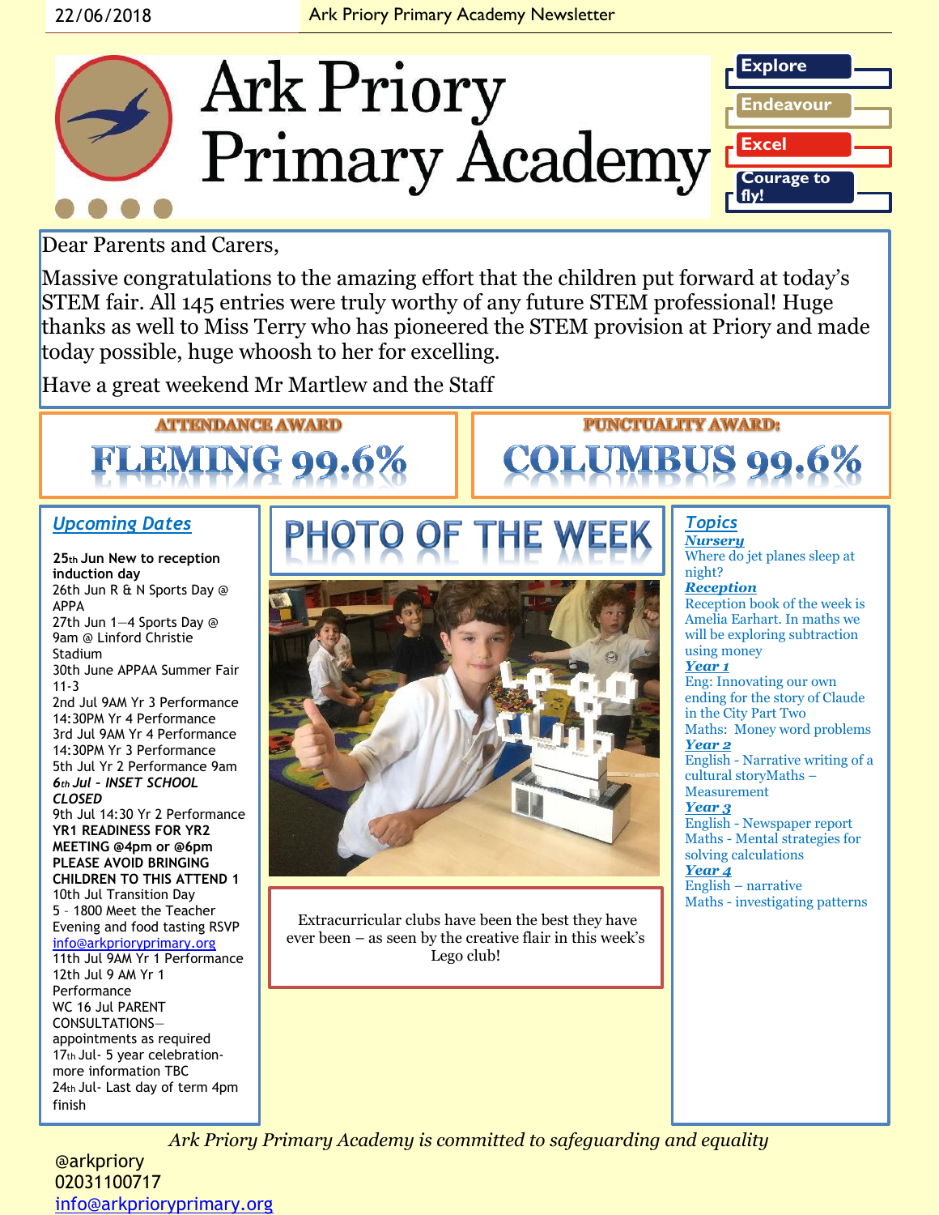22/06/2018 Ark Priory Primary Academy Newsletter

# Ark Priory Primary Academy

**Explore**

**Endeavour**

**Excel**

**Courage to fly!**

Dear Parents and Carers,

Massive congratulations to the amazing effort that the children put forward at today's STEM fair. All 145 entries were truly worthy of any future STEM professional! Huge thanks as well to Miss Terry who has pioneered the STEM provision at Priory and made today possible, huge whoosh to her for excelling.

Have a great weekend Mr Martlew and the Staff

## ATTENDANCE AWARD

# FLEMING 99.6%

## PUNCTUALITY AWARD:

# COLUMBUS 99.6%

## *Upcoming Dates*

**25th Jun New to reception induction day**
26th Jun R & N Sports Day @ APPA
27th Jun 1—4 Sports Day @ 9am @ Linford Christie Stadium
30th June APPAA Summer Fair 11-3
2nd Jul 9AM Yr 3 Performance
14:30PM Yr 4 Performance
3rd Jul 9AM Yr 4 Performance
14:30PM Yr 3 Performance
5th Jul Yr 2 Performance 9am
***6th Jul - INSET SCHOOL CLOSED***
9th Jul 14:30 Yr 2 Performance
**YR1 READINESS FOR YR2 MEETING @4pm or @6pm PLEASE AVOID BRINGING CHILDREN TO THIS ATTEND 1**
10th Jul Transition Day
5 - 1800 Meet the Teacher Evening and food tasting RSVP info@arkprioryprimary.org
11th Jul 9AM Yr 1 Performance
12th Jul 9 AM Yr 1 Performance
WC 16 Jul PARENT CONSULTATIONS— appointments as required
17th Jul- 5 year celebration- more information TBC
24th Jul- Last day of term 4pm finish

## PHOTO OF THE WEEK

Extracurricular clubs have been the best they have ever been – as seen by the creative flair in this week's Lego club!

## *Topics*

***Nursery***
Where do jet planes sleep at night?

***Reception***
Reception book of the week is Amelia Earhart. In maths we will be exploring subtraction using money

***Year 1***
Eng: Innovating our own ending for the story of Claude in the City Part Two
Maths: Money word problems

***Year 2***
English - Narrative writing of a cultural storyMaths – Measurement

***Year 3***
English - Newspaper report
Maths - Mental strategies for solving calculations

***Year 4***
English – narrative
Maths - investigating patterns

*Ark Priory Primary Academy is committed to safeguarding and equality*

@arkpriory
02031100717
info@arkprioryprimary.org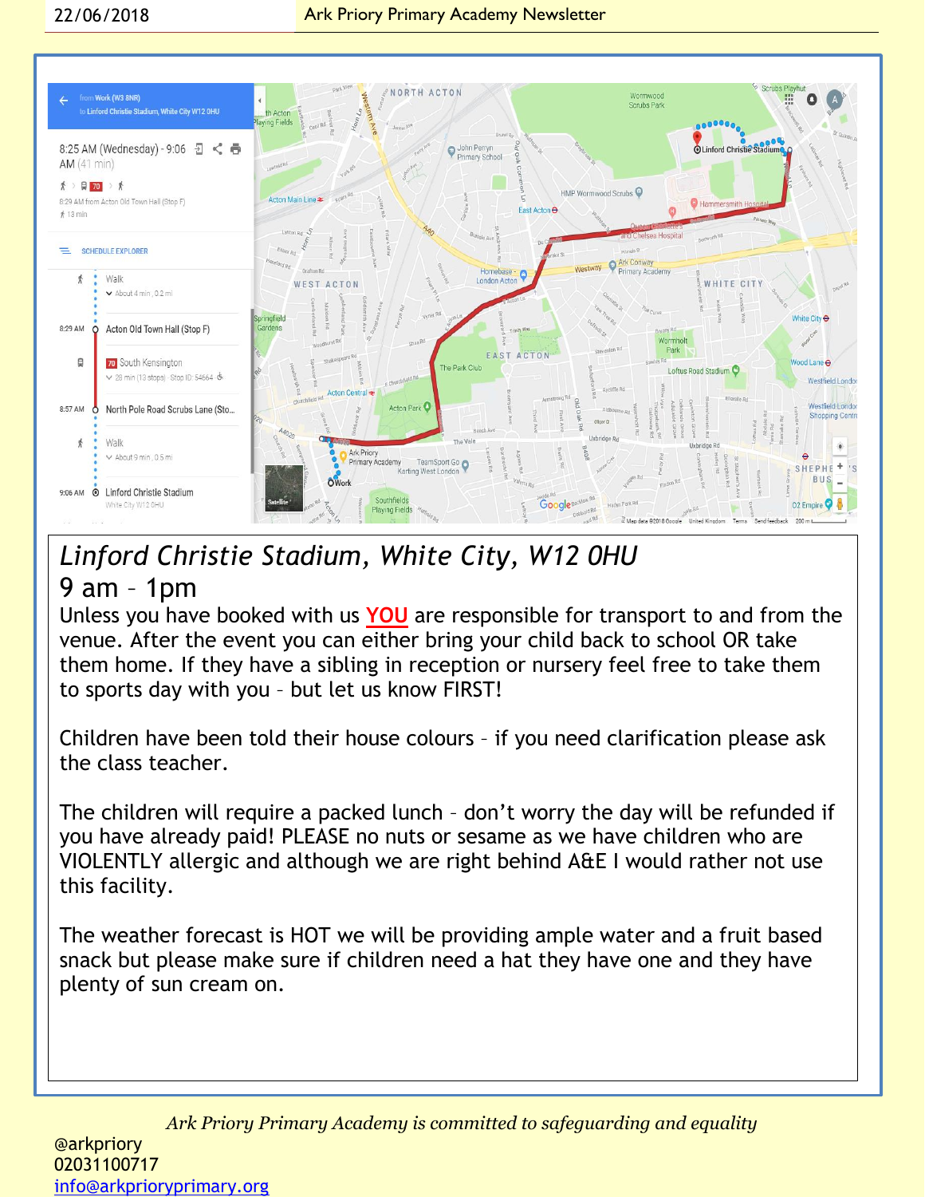## *Linford Christie Stadium, White City, W12 0HU*

## 9 am – 1pm

Unless you have booked with us **YOU** are responsible for transport to and from the venue. After the event you can either bring your child back to school OR take them home. If they have a sibling in reception or nursery feel free to take them to sports day with you – but let us know FIRST!

Children have been told their house colours – if you need clarification please ask the class teacher.

The children will require a packed lunch – don't worry the day will be refunded if you have already paid! PLEASE no nuts or sesame as we have children who are VIOLENTLY allergic and although we are right behind A&E I would rather not use this facility.

The weather forecast is HOT we will be providing ample water and a fruit based snack but please make sure if children need a hat they have one and they have plenty of sun cream on.

*Ark Priory Primary Academy is committed to safeguarding and equality*

@arkpriory
02031100717
info@arkprioryprimary.org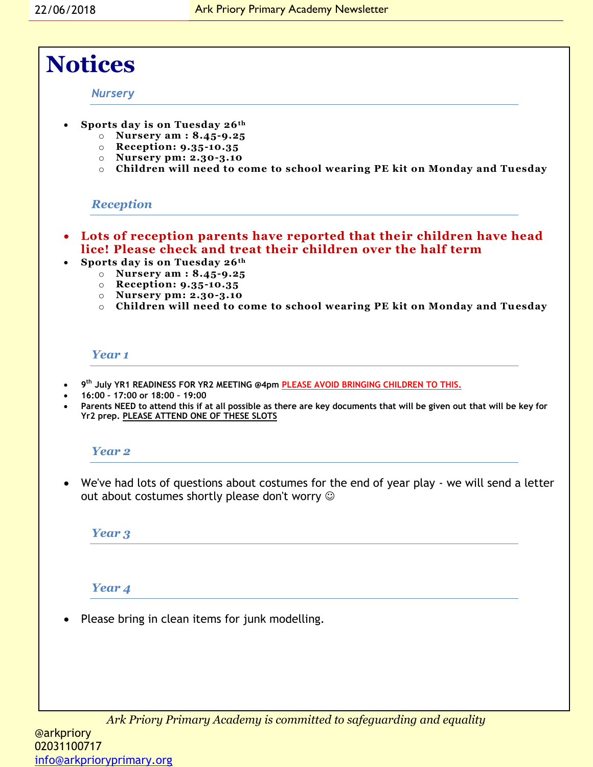# Notices

### *Nursery*

- **Sports day is on Tuesday 26th**
  - **Nursery am : 8.45-9.25**
  - **Reception: 9.35-10.35**
  - **Nursery pm: 2.30-3.10**
  - **Children will need to come to school wearing PE kit on Monday and Tuesday**

### *Reception*

- **Lots of reception parents have reported that their children have head lice! Please check and treat their children over the half term**
- **Sports day is on Tuesday 26th**
  - **Nursery am : 8.45-9.25**
  - **Reception: 9.35-10.35**
  - **Nursery pm: 2.30-3.10**
  - **Children will need to come to school wearing PE kit on Monday and Tuesday**

### *Year 1*

- **9th July YR1 READINESS FOR YR2 MEETING @4pm PLEASE AVOID BRINGING CHILDREN TO THIS.**
- **16:00 – 17:00 or 18:00 – 19:00**
- **Parents NEED to attend this if at all possible as there are key documents that will be given out that will be key for Yr2 prep. PLEASE ATTEND ONE OF THESE SLOTS**

### *Year 2*

- We've had lots of questions about costumes for the end of year play - we will send a letter out about costumes shortly please don't worry ☺

### *Year 3*

### *Year 4*

- Please bring in clean items for junk modelling.

*Ark Priory Primary Academy is committed to safeguarding and equality*

@arkpriory
02031100717
info@arkprioryprimary.org